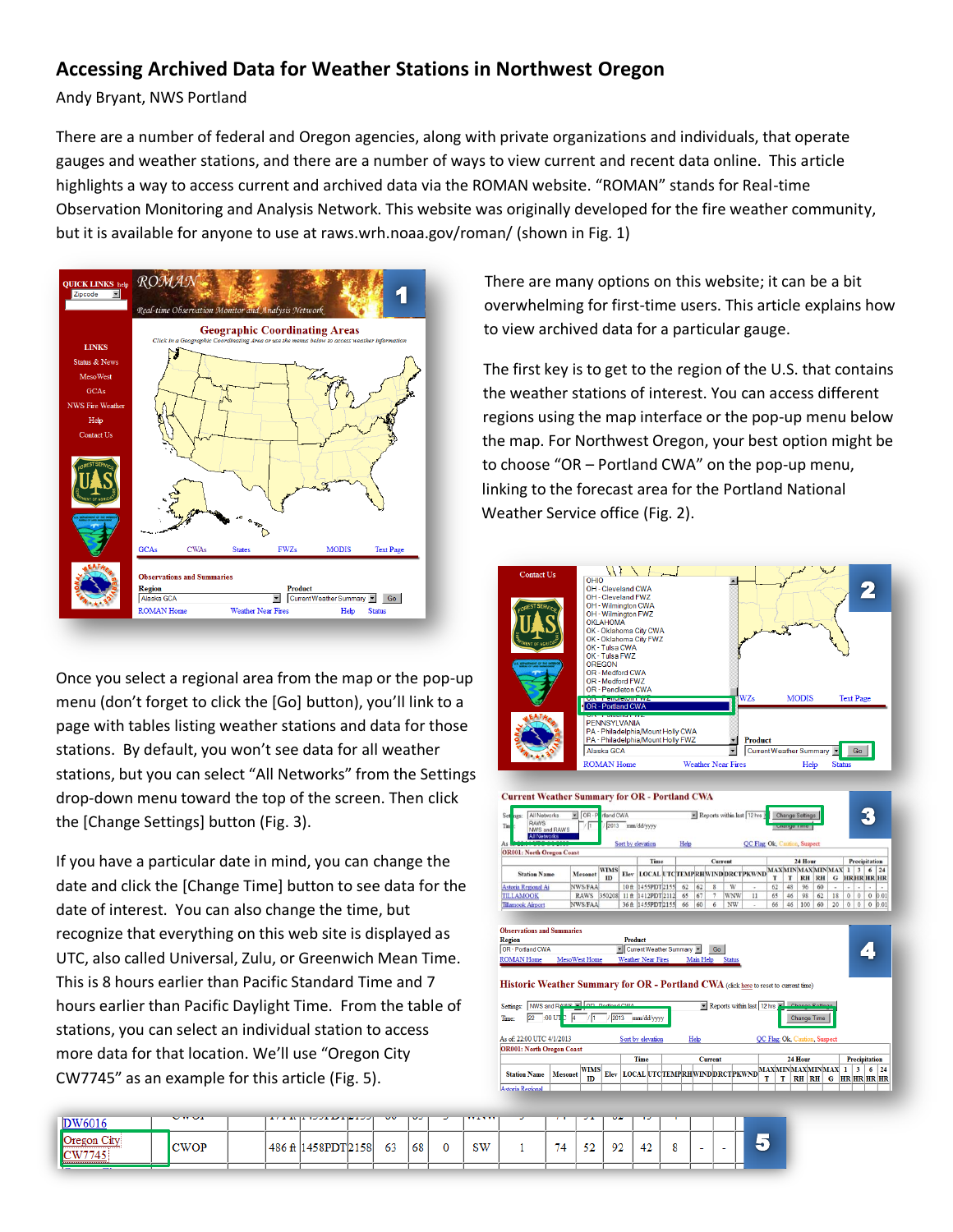# Accessing Archived Data for Weather Stations in Northwest Oregon

Andy Bryant, NWS Portland

There are a number of federal and Oregon agencies, along with private organizations and individuals, that operate gauges and weather stations, and there are a number of ways to view current and recent data online. This article highlights a way to access current and archived data via the ROMAN website. "ROMAN" stands for Real-time Observation Monitoring and Analysis Network. This website was originally developed for the fire weather community, but it is available for anyone to use at raws.wrh.noaa.gov/roman/ (shown in Fig. 1)

There are many options on this website; it can be a bit overwhelming for first-time users. This article explains how to view archived data for a particular gauge.

The first key is to get to the region of the U.S. that contains the weather stations of interest. You can access different regions using the map interface or the pop-up menu below the map. For Northwest Oregon, your best option might be to choose "OR – Portland CWA" on the pop-up menu, linking to the forecast area for the Portland National Weather Service office (Fig. 2).

Once you select a regional area from the map or the pop-up menu (don't forget to click the [Go] button), you'll link to a page with tables listing weather stations and data for those stations. By default, you won't see data for all weather stations, but you can select "All Networks" from the Settings drop-down menu toward the top of the screen. Then click the [Change Settings] button (Fig. 3).

If you have a particular date in mind, you can change the date and click the [Change Time] button to see data for the date of interest. You can also change the time, but recognize that everything on this web site is displayed as UTC, also called Universal, Zulu, or Greenwich Mean Time. This is 8 hours earlier than Pacific Standard Time and 7 hours earlier than Pacific Daylight Time. From the table of stations, you can select an individual station to access more data for that location. We'll use "Oregon City CW7745" as an example for this article (Fig. 5).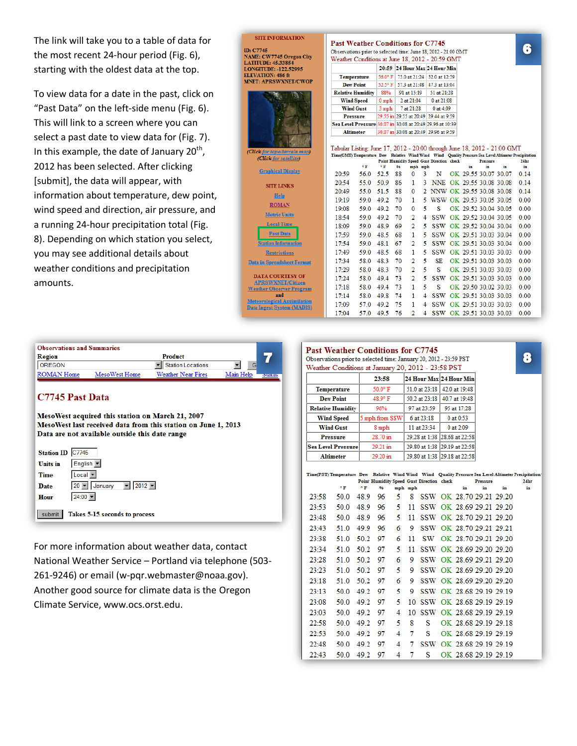The link will take you to a table of data for the most recent 24-hour period (Fig. 6), starting with the oldest data at the top.

To view data for a date in the past, click on "Past Data" on the left-side menu (Fig. 6). This will link to a screen where you can select a past date to view data for (Fig. 7). In this example, the date of January 20th, 2012 has been selected. After clicking [submit], the data will appear, with information about temperature, dew point, wind speed and direction, air pressure, and a running 24-hour precipitation total (Fig. 8). Depending on which station you select, you may see additional details about weather conditions and precipitation amounts.

For more information about weather data, contact National Weather Service – Portland via telephone (503-261-9246) or email (w-pqr.webmaster@noaa.gov). Another good source for climate data is the Oregon Climate Service, www.ocs.orst.edu.